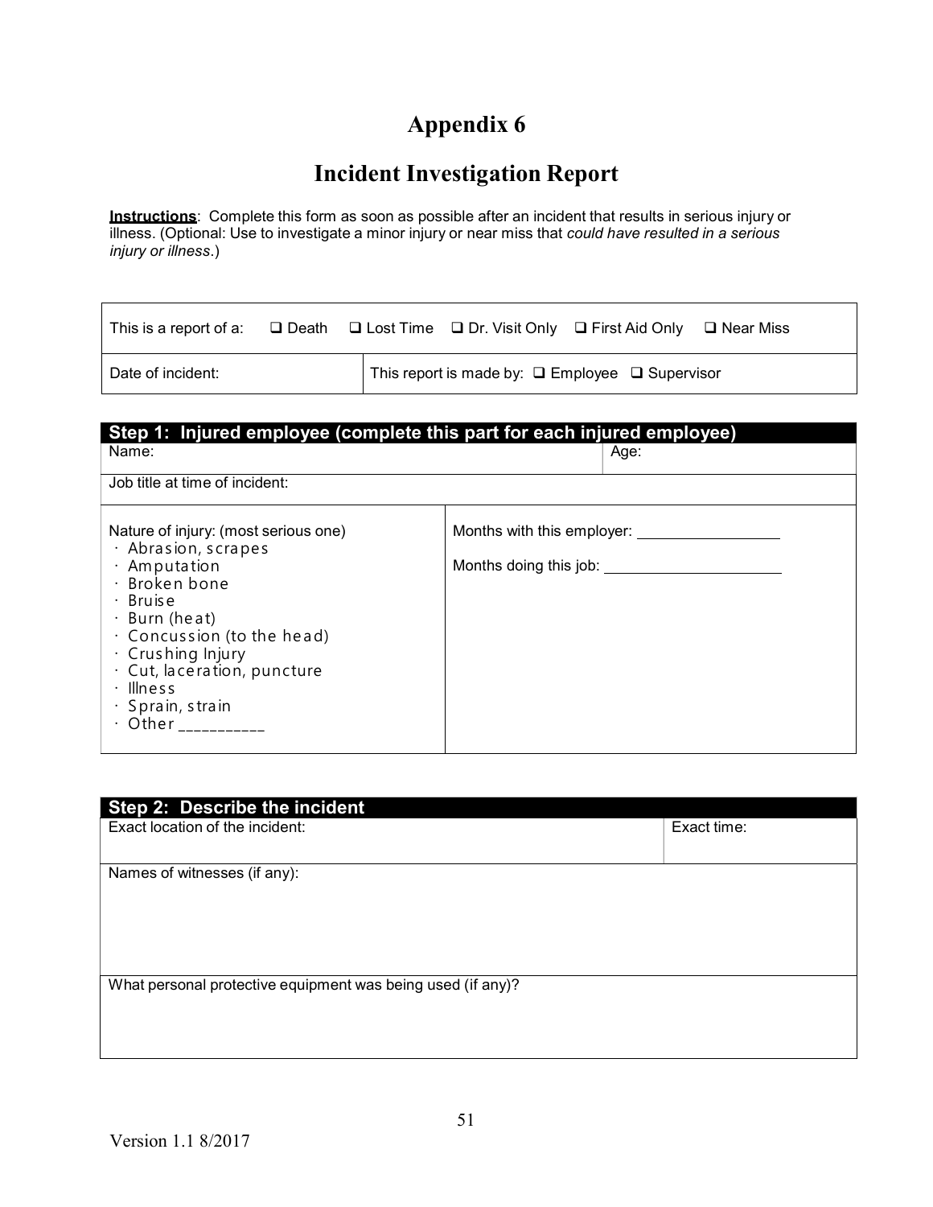# Appendix 6

## Incident Investigation Report

**Instructions**: Complete this form as soon as possible after an incident that results in serious injury or illness. (Optional: Use to investigate a minor injury or near miss that *could have resulted in a serious injury or illness*.)

| This is a report of a: ❑ Death ❑ Lost Time ❑ Dr. Visit Only ❑ First Aid Only ❑ Near Miss | |
|---|---|
| Date of incident: | This report is made by: ❑ Employee ❑ Supervisor |

| **Step 1: Injured employee (complete this part for each injured employee)** | |
|---|---|
| Name: | Age: |
| Job title at time of incident: | |
| Nature of injury: (most serious one)<br>· Abrasion, scrapes<br>· Amputation<br>· Broken bone<br>· Bruise<br>· Burn (heat)<br>· Concussion (to the head)<br>· Crushing Injury<br>· Cut, laceration, puncture<br>· Illness<br>· Sprain, strain<br>· Other ___________ | Months with this employer: _________________<br><br>Months doing this job: _____________________ |

| **Step 2: Describe the incident** | |
|---|---|
| Exact location of the incident: | Exact time: |
| Names of witnesses (if any): | |
| What personal protective equipment was being used (if any)? | |

Version 1.1 8/2017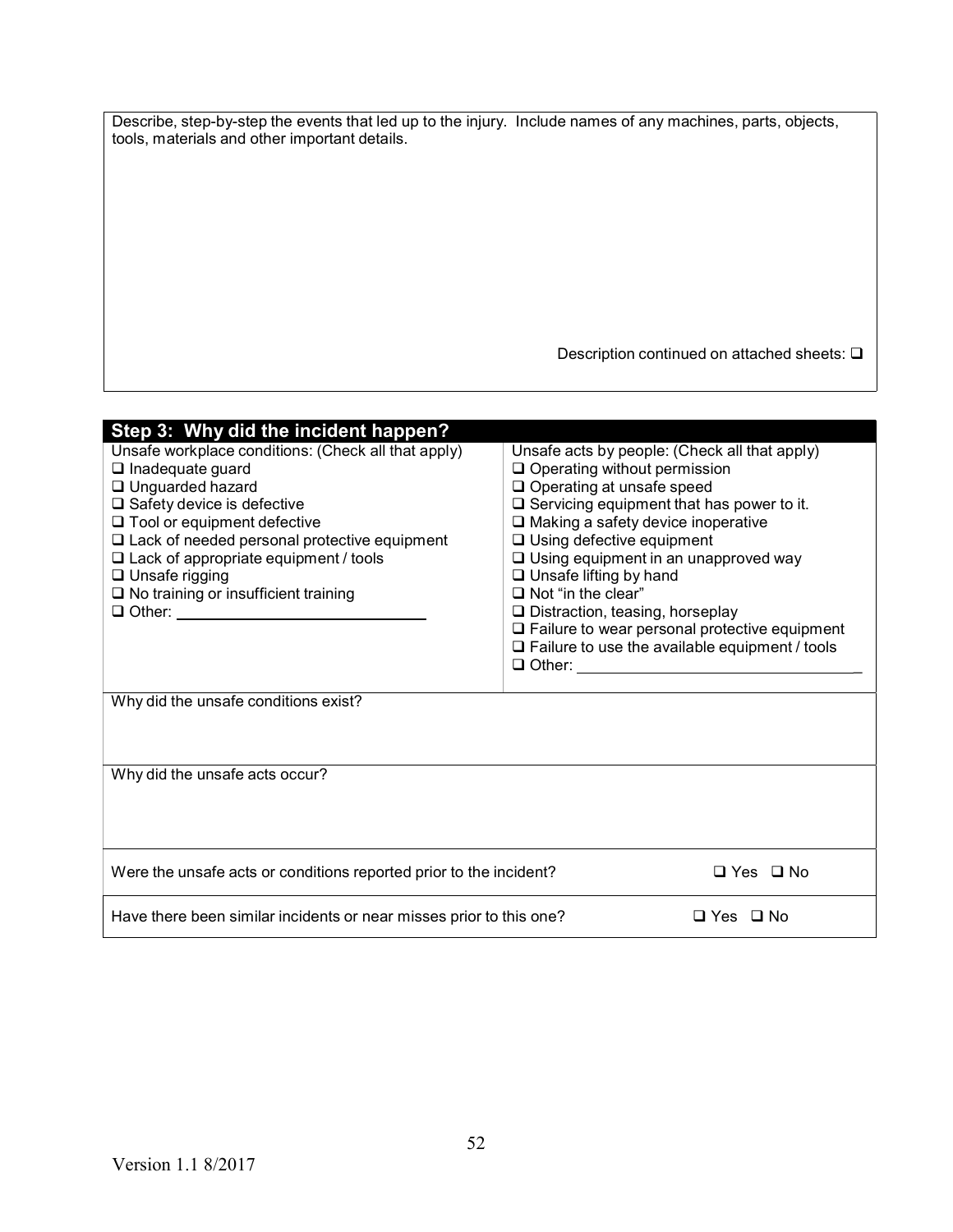Describe, step-by-step the events that led up to the injury. Include names of any machines, parts, objects, tools, materials and other important details.

Description continued on attached sheets: ❑

## Step 3: Why did the incident happen?

| Unsafe workplace conditions: (Check all that apply) | Unsafe acts by people: (Check all that apply) |
|---|---|
| ❑ Inadequate guard | ❑ Operating without permission |
| ❑ Unguarded hazard | ❑ Operating at unsafe speed |
| ❑ Safety device is defective | ❑ Servicing equipment that has power to it. |
| ❑ Tool or equipment defective | ❑ Making a safety device inoperative |
| ❑ Lack of needed personal protective equipment | ❑ Using defective equipment |
| ❑ Lack of appropriate equipment / tools | ❑ Using equipment in an unapproved way |
| ❑ Unsafe rigging | ❑ Unsafe lifting by hand |
| ❑ No training or insufficient training | ❑ Not "in the clear" |
| ❑ Other: ______________________ | ❑ Distraction, teasing, horseplay |
| | ❑ Failure to wear personal protective equipment |
| | ❑ Failure to use the available equipment / tools |
| | ❑ Other: ______________________ |

Why did the unsafe conditions exist?

Why did the unsafe acts occur?

Were the unsafe acts or conditions reported prior to the incident? ❑ Yes ❑ No

Have there been similar incidents or near misses prior to this one? ❑ Yes ❑ No

Version 1.1 8/2017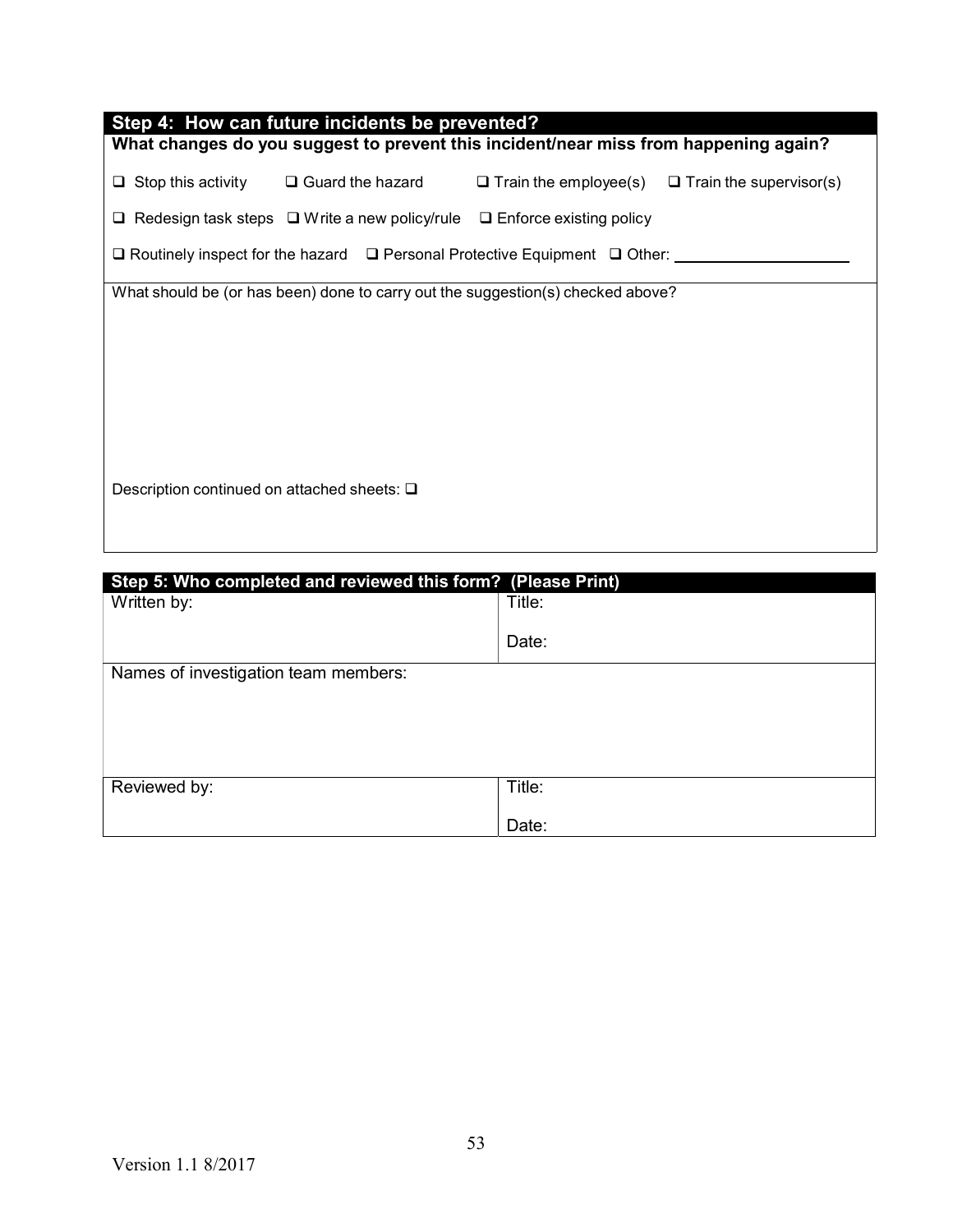## Step 4: How can future incidents be prevented?

**What changes do you suggest to prevent this incident/near miss from happening again?**

- ❑ Stop this activity
- ❑ Guard the hazard
- ❑ Train the employee(s)
- ❑ Train the supervisor(s)
- ❑ Redesign task steps
- ❑ Write a new policy/rule
- ❑ Enforce existing policy
- ❑ Routinely inspect for the hazard
- ❑ Personal Protective Equipment
- ❑ Other: ____________________

What should be (or has been) done to carry out the suggestion(s) checked above?

Description continued on attached sheets: ❑

## Step 5: Who completed and reviewed this form? (Please Print)

| | |
|---|---|
| Written by: | Title:<br><br>Date: |
| Names of investigation team members: | |
| Reviewed by: | Title:<br><br>Date: |

Version 1.1 8/2017